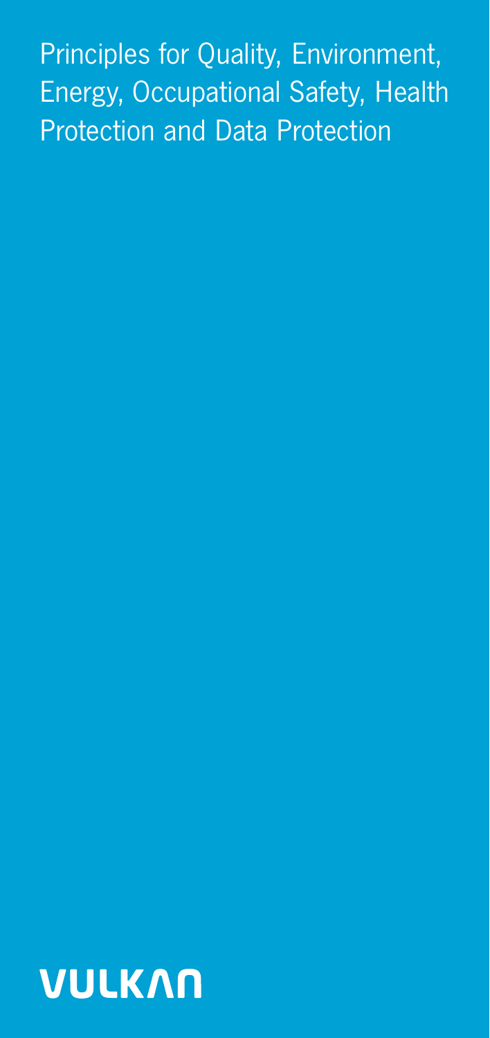# Principles for Quality, Environment, Energy, Occupational Safety, Health Protection and Data Protection

VULKAN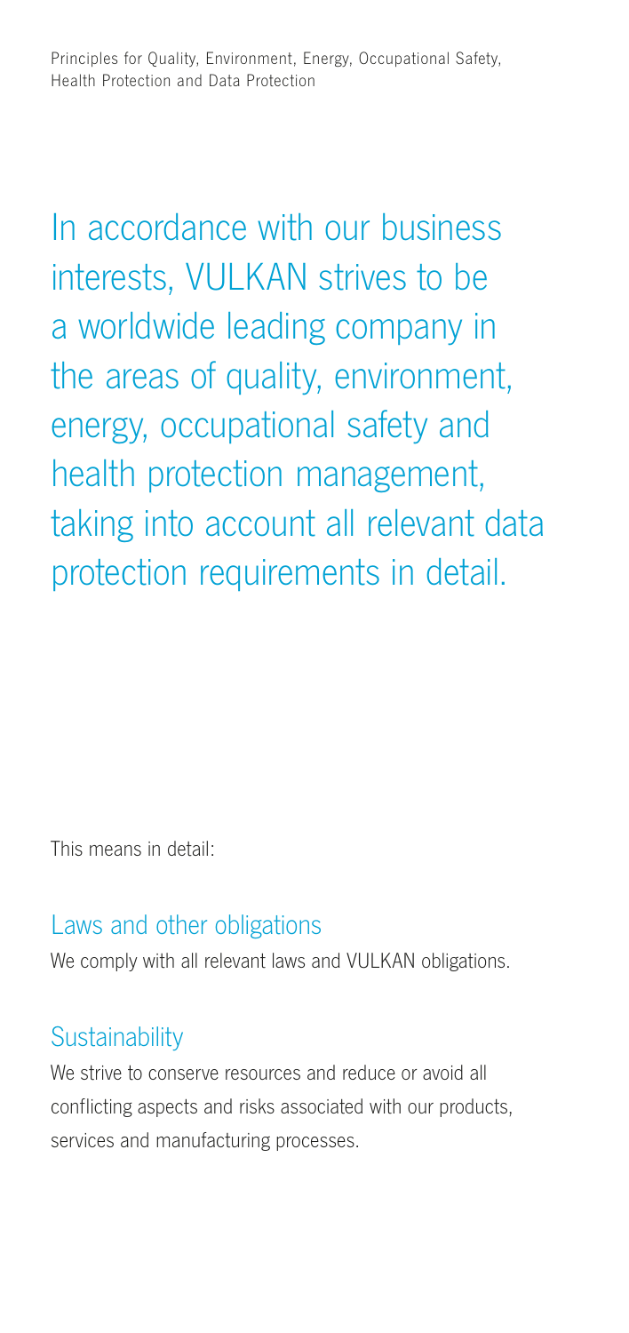Principles for Quality, Environment, Energy, Occupational Safety, Health Protection and Data Protection

# In accordance with our business interests, VULKAN strives to be a worldwide leading company in the areas of quality, environment, energy, occupational safety and health protection management, taking into account all relevant data protection requirements in detail.

This means in detail:

## Laws and other obligations

We comply with all relevant laws and VULKAN obligations.

## Sustainability

We strive to conserve resources and reduce or avoid all conflicting aspects and risks associated with our products, services and manufacturing processes.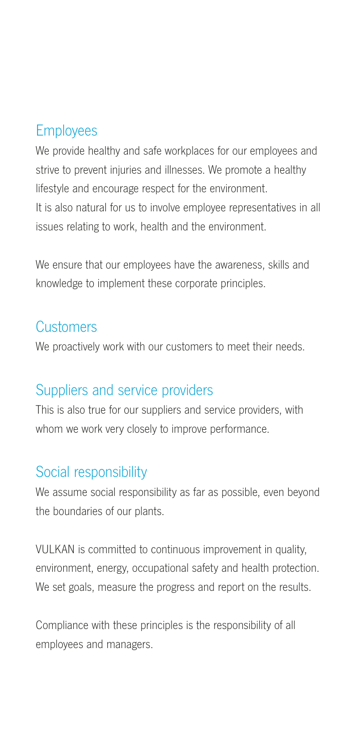## Employees

We provide healthy and safe workplaces for our employees and strive to prevent injuries and illnesses. We promote a healthy lifestyle and encourage respect for the environment. It is also natural for us to involve employee representatives in all issues relating to work, health and the environment.

We ensure that our employees have the awareness, skills and knowledge to implement these corporate principles.

## Customers

We proactively work with our customers to meet their needs.

## Suppliers and service providers

This is also true for our suppliers and service providers, with whom we work very closely to improve performance.

## Social responsibility

We assume social responsibility as far as possible, even beyond the boundaries of our plants.

VULKAN is committed to continuous improvement in quality, environment, energy, occupational safety and health protection. We set goals, measure the progress and report on the results.

Compliance with these principles is the responsibility of all employees and managers.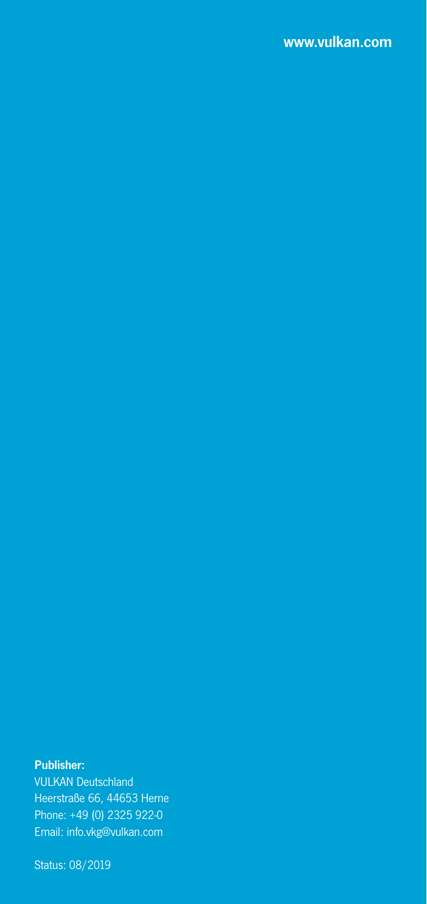www.vulkan.com

**Publisher:**
VULKAN Deutschland
Heerstraße 66, 44653 Herne
Phone: +49 (0) 2325 922-0
Email: info.vkg@vulkan.com

Status: 08/2019